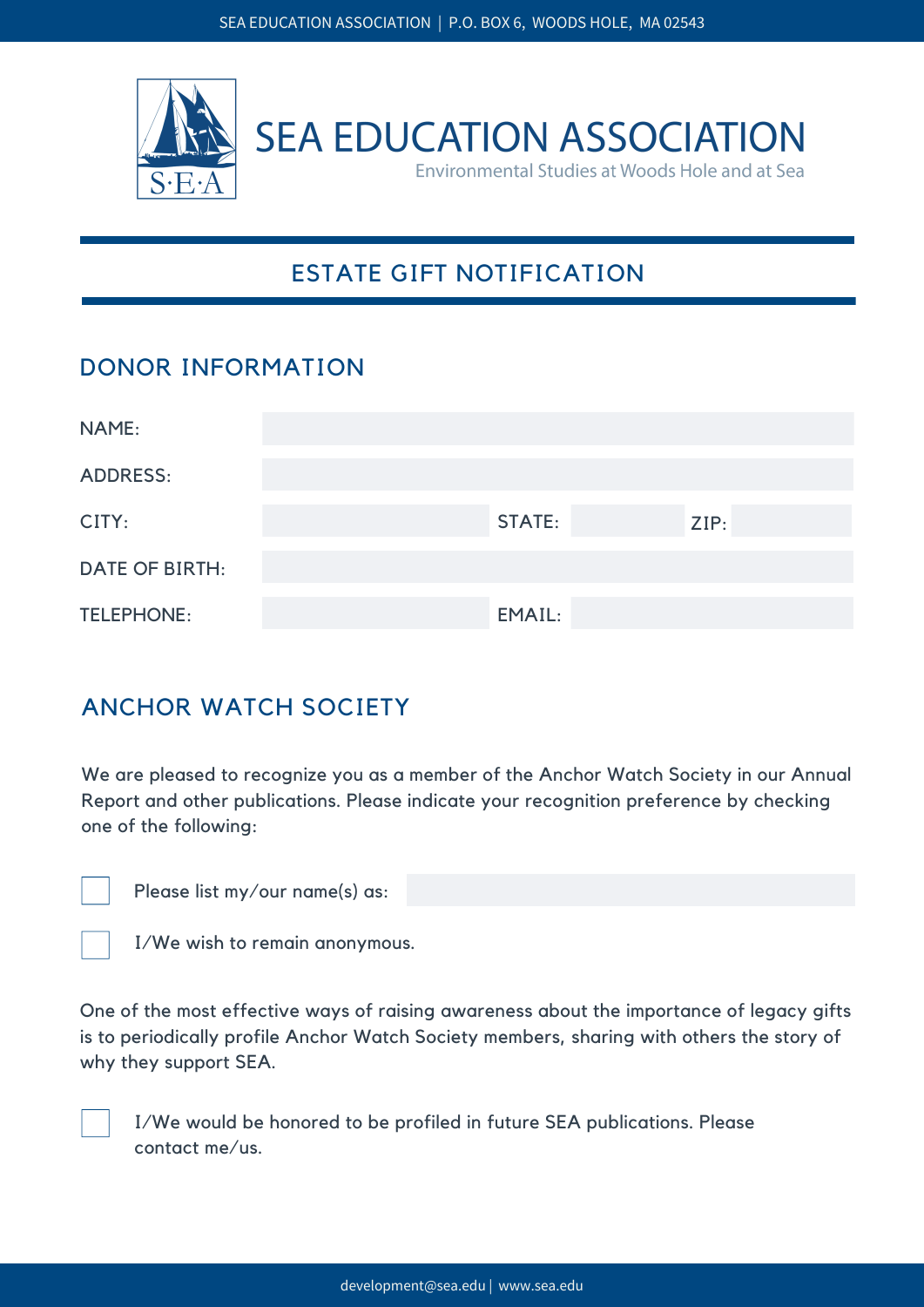SEA EDUCATION ASSOCIATION | P.O. BOX 6, WOODS HOLE, MA 02543

# SEA EDUCATION ASSOCIATION

Environmental Studies at Woods Hole and at Sea

## ESTATE GIFT NOTIFICATION

### DONOR INFORMATION

NAME:

ADDRESS:

CITY: STATE: ZIP:

DATE OF BIRTH:

TELEPHONE: EMAIL:

### ANCHOR WATCH SOCIETY

We are pleased to recognize you as a member of the Anchor Watch Society in our Annual Report and other publications. Please indicate your recognition preference by checking one of the following:

- ☐ Please list my/our name(s) as:
- ☐ I/We wish to remain anonymous.

One of the most effective ways of raising awareness about the importance of legacy gifts is to periodically profile Anchor Watch Society members, sharing with others the story of why they support SEA.

- ☐ I/We would be honored to be profiled in future SEA publications. Please contact me/us.

development@sea.edu | www.sea.edu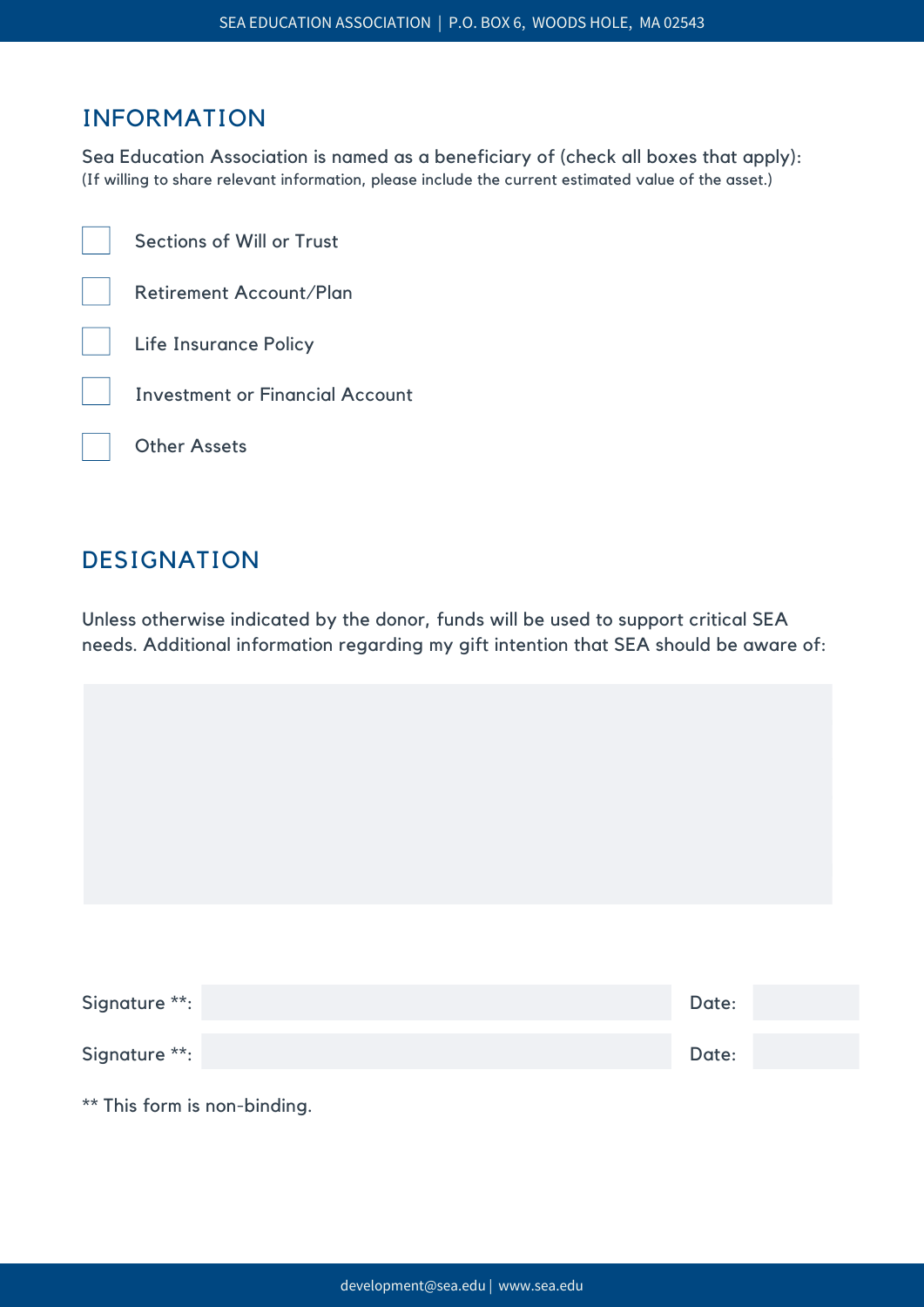## INFORMATION

Sea Education Association is named as a beneficiary of (check all boxes that apply):
(If willing to share relevant information, please include the current estimated value of the asset.)

- [ ] Sections of Will or Trust
- [ ] Retirement Account/Plan
- [ ] Life Insurance Policy
- [ ] Investment or Financial Account
- [ ] Other Assets

## DESIGNATION

Unless otherwise indicated by the donor, funds will be used to support critical SEA needs. Additional information regarding my gift intention that SEA should be aware of:

Signature **: ______________________ Date: __________

Signature **: ______________________ Date: __________

** This form is non-binding.